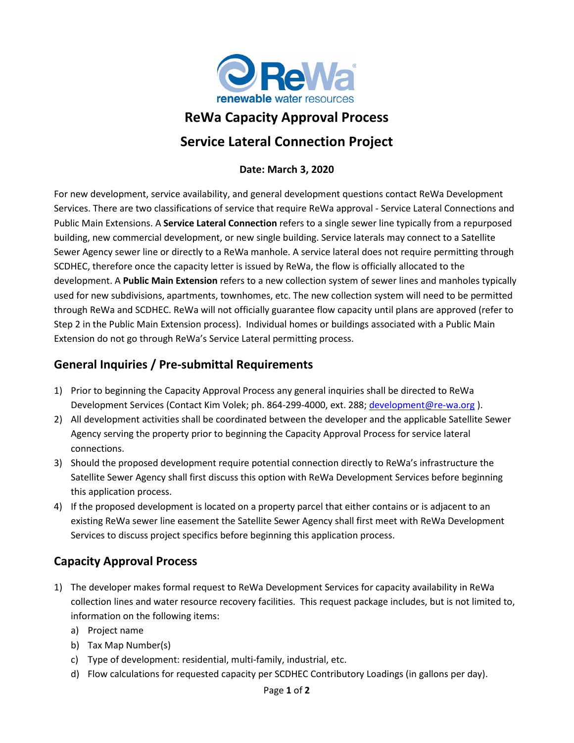# ReWa Capacity Approval Process

# Service Lateral Connection Project

**Date: March 3, 2020**

For new development, service availability, and general development questions contact ReWa Development Services. There are two classifications of service that require ReWa approval - Service Lateral Connections and Public Main Extensions. A **Service Lateral Connection** refers to a single sewer line typically from a repurposed building, new commercial development, or new single building. Service laterals may connect to a Satellite Sewer Agency sewer line or directly to a ReWa manhole. A service lateral does not require permitting through SCDHEC, therefore once the capacity letter is issued by ReWa, the flow is officially allocated to the development. A **Public Main Extension** refers to a new collection system of sewer lines and manholes typically used for new subdivisions, apartments, townhomes, etc. The new collection system will need to be permitted through ReWa and SCDHEC. ReWa will not officially guarantee flow capacity until plans are approved (refer to Step 2 in the Public Main Extension process). Individual homes or buildings associated with a Public Main Extension do not go through ReWa's Service Lateral permitting process.

## General Inquiries / Pre-submittal Requirements

1) Prior to beginning the Capacity Approval Process any general inquiries shall be directed to ReWa Development Services (Contact Kim Volek; ph. 864-299-4000, ext. 288; development@re-wa.org ).
2) All development activities shall be coordinated between the developer and the applicable Satellite Sewer Agency serving the property prior to beginning the Capacity Approval Process for service lateral connections.
3) Should the proposed development require potential connection directly to ReWa's infrastructure the Satellite Sewer Agency shall first discuss this option with ReWa Development Services before beginning this application process.
4) If the proposed development is located on a property parcel that either contains or is adjacent to an existing ReWa sewer line easement the Satellite Sewer Agency shall first meet with ReWa Development Services to discuss project specifics before beginning this application process.

## Capacity Approval Process

1) The developer makes formal request to ReWa Development Services for capacity availability in ReWa collection lines and water resource recovery facilities. This request package includes, but is not limited to, information on the following items:
   a) Project name
   b) Tax Map Number(s)
   c) Type of development: residential, multi-family, industrial, etc.
   d) Flow calculations for requested capacity per SCDHEC Contributory Loadings (in gallons per day).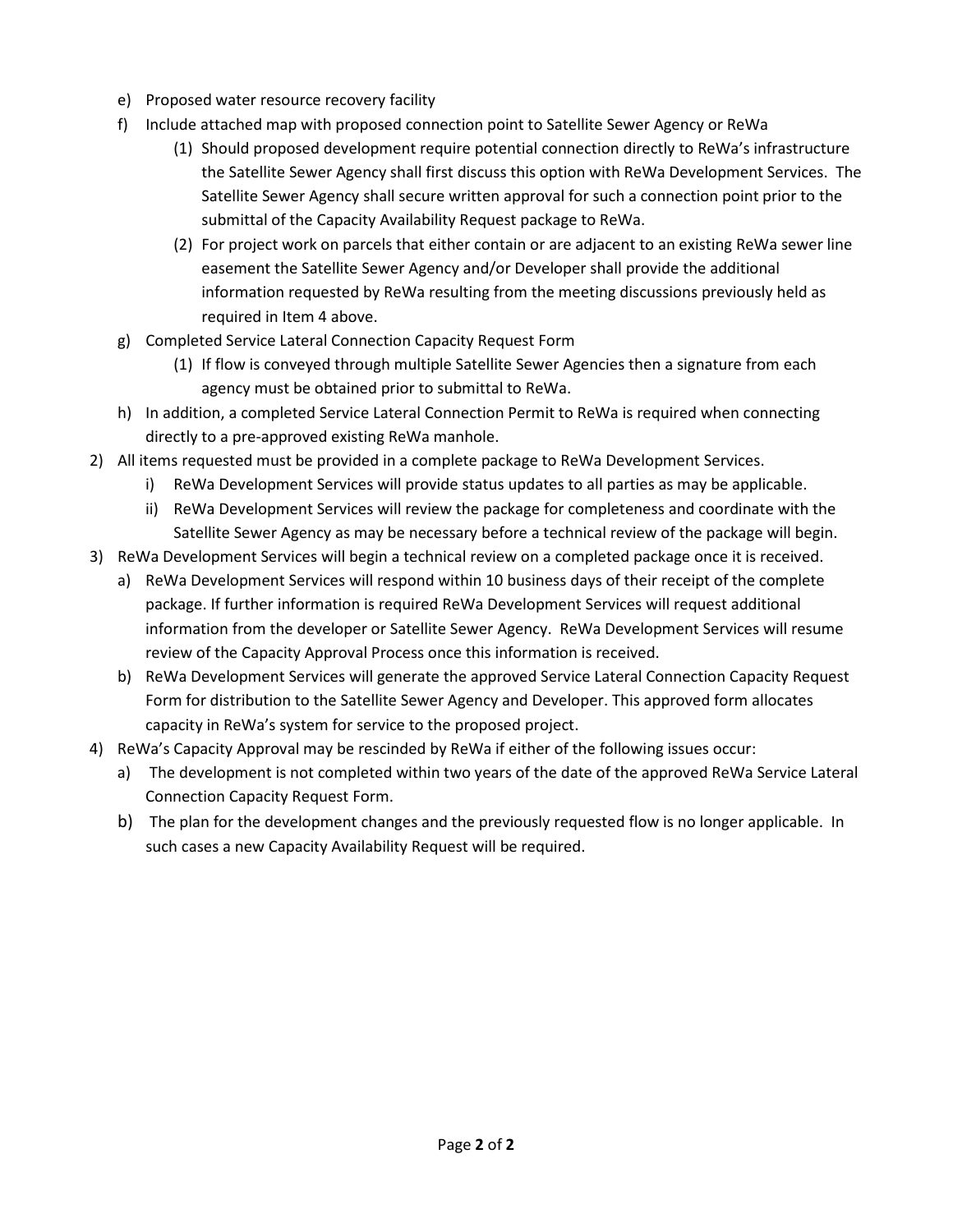e) Proposed water resource recovery facility
f) Include attached map with proposed connection point to Satellite Sewer Agency or ReWa
   (1) Should proposed development require potential connection directly to ReWa's infrastructure the Satellite Sewer Agency shall first discuss this option with ReWa Development Services. The Satellite Sewer Agency shall secure written approval for such a connection point prior to the submittal of the Capacity Availability Request package to ReWa.
   (2) For project work on parcels that either contain or are adjacent to an existing ReWa sewer line easement the Satellite Sewer Agency and/or Developer shall provide the additional information requested by ReWa resulting from the meeting discussions previously held as required in Item 4 above.
g) Completed Service Lateral Connection Capacity Request Form
   (1) If flow is conveyed through multiple Satellite Sewer Agencies then a signature from each agency must be obtained prior to submittal to ReWa.
h) In addition, a completed Service Lateral Connection Permit to ReWa is required when connecting directly to a pre-approved existing ReWa manhole.

2) All items requested must be provided in a complete package to ReWa Development Services.
   i) ReWa Development Services will provide status updates to all parties as may be applicable.
   ii) ReWa Development Services will review the package for completeness and coordinate with the Satellite Sewer Agency as may be necessary before a technical review of the package will begin.
3) ReWa Development Services will begin a technical review on a completed package once it is received.
   a) ReWa Development Services will respond within 10 business days of their receipt of the complete package. If further information is required ReWa Development Services will request additional information from the developer or Satellite Sewer Agency. ReWa Development Services will resume review of the Capacity Approval Process once this information is received.
   b) ReWa Development Services will generate the approved Service Lateral Connection Capacity Request Form for distribution to the Satellite Sewer Agency and Developer. This approved form allocates capacity in ReWa's system for service to the proposed project.
4) ReWa's Capacity Approval may be rescinded by ReWa if either of the following issues occur:
   a) The development is not completed within two years of the date of the approved ReWa Service Lateral Connection Capacity Request Form.
   b) The plan for the development changes and the previously requested flow is no longer applicable. In such cases a new Capacity Availability Request will be required.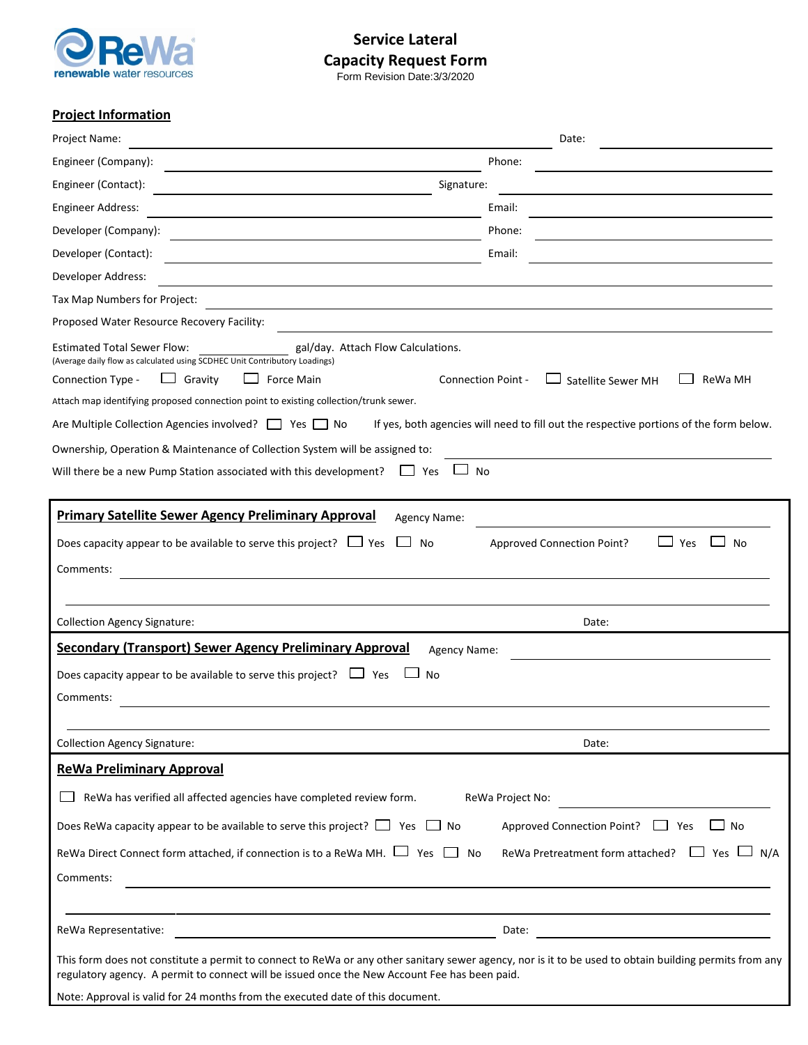ReWa renewable water resources

# Service Lateral Capacity Request Form

Form Revision Date:3/3/2020

## Project Information

Project Name: ______________________ Date: ______________

Engineer (Company): ______________________ Phone: ______________

Engineer (Contact): ______________________ Signature: ______________

Engineer Address: ______________________ Email: ______________

Developer (Company): ______________________ Phone: ______________

Developer (Contact): ______________________ Email: ______________

Developer Address: ______________________

Tax Map Numbers for Project: ______________________

Proposed Water Resource Recovery Facility: ______________________

Estimated Total Sewer Flow: ____________ gal/day. Attach Flow Calculations.
(Average daily flow as calculated using SCDHEC Unit Contributory Loadings)

Connection Type - ☐ Gravity ☐ Force Main Connection Point - ☐ Satellite Sewer MH ☐ ReWa MH

Attach map identifying proposed connection point to existing collection/trunk sewer.

Are Multiple Collection Agencies involved? ☐ Yes ☐ No If yes, both agencies will need to fill out the respective portions of the form below.

Ownership, Operation & Maintenance of Collection System will be assigned to: ______________________

Will there be a new Pump Station associated with this development? ☐ Yes ☐ No

## Primary Satellite Sewer Agency Preliminary Approval

Agency Name: ______________________

Does capacity appear to be available to serve this project? ☐ Yes ☐ No Approved Connection Point? ☐ Yes ☐ No

Comments: ______________________

______________________

Collection Agency Signature: ______________________ Date: ______________

## Secondary (Transport) Sewer Agency Preliminary Approval

Agency Name: ______________________

Does capacity appear to be available to serve this project? ☐ Yes ☐ No

Comments: ______________________

______________________

Collection Agency Signature: ______________________ Date: ______________

## ReWa Preliminary Approval

☐ ReWa has verified all affected agencies have completed review form. ReWa Project No: ______________

Does ReWa capacity appear to be available to serve this project? ☐ Yes ☐ No Approved Connection Point? ☐ Yes ☐ No

ReWa Direct Connect form attached, if connection is to a ReWa MH. ☐ Yes ☐ No ReWa Pretreatment form attached? ☐ Yes ☐ N/A

Comments: ______________________

______________________

ReWa Representative: ______________________ Date: ______________

This form does not constitute a permit to connect to ReWa or any other sanitary sewer agency, nor is it to be used to obtain building permits from any regulatory agency. A permit to connect will be issued once the New Account Fee has been paid.

Note: Approval is valid for 24 months from the executed date of this document.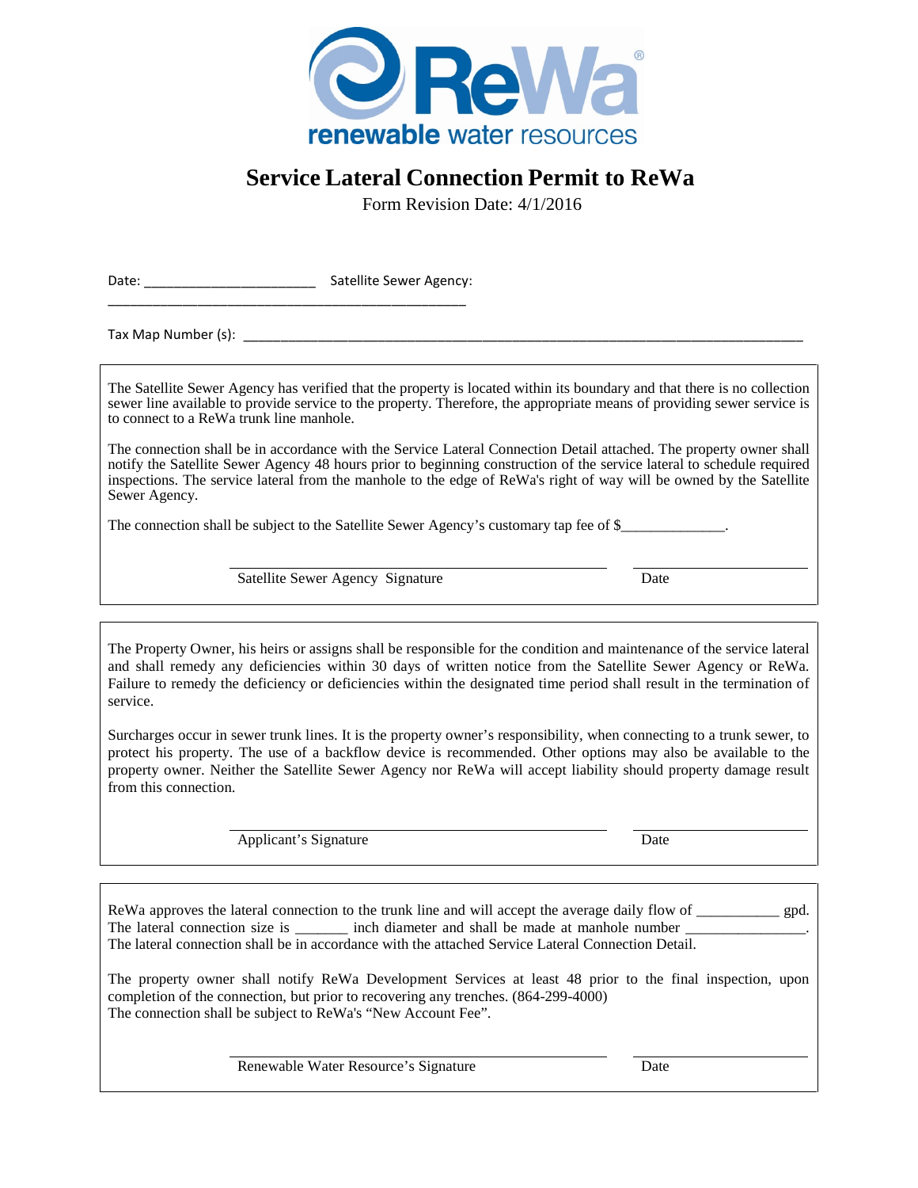ReWa®

renewable water resources

# Service Lateral Connection Permit to ReWa

Form Revision Date: 4/1/2016

Date: ______________________ Satellite Sewer Agency: ______________________________________________

Tax Map Number (s): ________________________________________________________________________

The Satellite Sewer Agency has verified that the property is located within its boundary and that there is no collection sewer line available to provide service to the property. Therefore, the appropriate means of providing sewer service is to connect to a ReWa trunk line manhole.

The connection shall be in accordance with the Service Lateral Connection Detail attached. The property owner shall notify the Satellite Sewer Agency 48 hours prior to beginning construction of the service lateral to schedule required inspections. The service lateral from the manhole to the edge of ReWa's right of way will be owned by the Satellite Sewer Agency.

The connection shall be subject to the Satellite Sewer Agency's customary tap fee of $_____________.

________________________________________ ____________________

Satellite Sewer Agency Signature Date

The Property Owner, his heirs or assigns shall be responsible for the condition and maintenance of the service lateral and shall remedy any deficiencies within 30 days of written notice from the Satellite Sewer Agency or ReWa. Failure to remedy the deficiency or deficiencies within the designated time period shall result in the termination of service.

Surcharges occur in sewer trunk lines. It is the property owner's responsibility, when connecting to a trunk sewer, to protect his property. The use of a backflow device is recommended. Other options may also be available to the property owner. Neither the Satellite Sewer Agency nor ReWa will accept liability should property damage result from this connection.

________________________________________ ____________________

Applicant's Signature Date

ReWa approves the lateral connection to the trunk line and will accept the average daily flow of __________ gpd. The lateral connection size is _______ inch diameter and shall be made at manhole number _______________. The lateral connection shall be in accordance with the attached Service Lateral Connection Detail.

The property owner shall notify ReWa Development Services at least 48 prior to the final inspection, upon completion of the connection, but prior to recovering any trenches. (864-299-4000)
The connection shall be subject to ReWa's "New Account Fee".

________________________________________ ____________________

Renewable Water Resource's Signature Date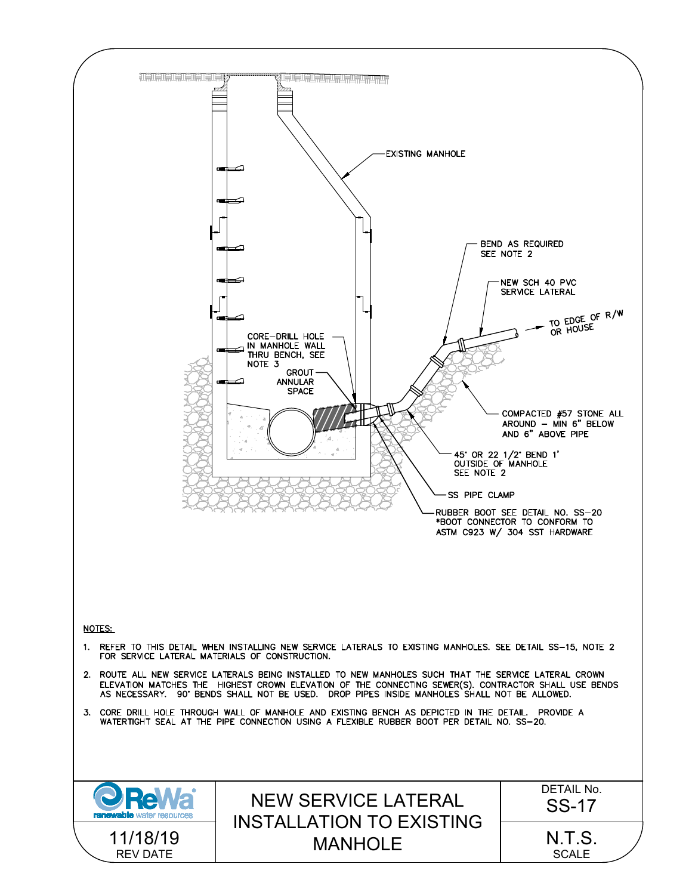EXISTING MANHOLE

BEND AS REQUIRED SEE NOTE 2

NEW SCH 40 PVC SERVICE LATERAL

TO EDGE OF R/W OR HOUSE

CORE-DRILL HOLE IN MANHOLE WALL THRU BENCH, SEE NOTE 3

GROUT ANNULAR SPACE

COMPACTED #57 STONE ALL AROUND – MIN 6" BELOW AND 6" ABOVE PIPE

45° OR 22 1/2° BEND 1' OUTSIDE OF MANHOLE SEE NOTE 2

SS PIPE CLAMP

RUBBER BOOT SEE DETAIL NO. SS-20 *BOOT CONNECTOR TO CONFORM TO ASTM C923 W/ 304 SST HARDWARE

NOTES:

1. REFER TO THIS DETAIL WHEN INSTALLING NEW SERVICE LATERALS TO EXISTING MANHOLES. SEE DETAIL SS-15, NOTE 2 FOR SERVICE LATERAL MATERIALS OF CONSTRUCTION.
2. ROUTE ALL NEW SERVICE LATERALS BEING INSTALLED TO NEW MANHOLES SUCH THAT THE SERVICE LATERAL CROWN ELEVATION MATCHES THE HIGHEST CROWN ELEVATION OF THE CONNECTING SEWER(S). CONTRACTOR SHALL USE BENDS AS NECESSARY. 90° BENDS SHALL NOT BE USED. DROP PIPES INSIDE MANHOLES SHALL NOT BE ALLOWED.
3. CORE DRILL HOLE THROUGH WALL OF MANHOLE AND EXISTING BENCH AS DEPICTED IN THE DETAIL. PROVIDE A WATERTIGHT SEAL AT THE PIPE CONNECTION USING A FLEXIBLE RUBBER BOOT PER DETAIL NO. SS-20.

| ReWa renewable water resources | NEW SERVICE LATERAL INSTALLATION TO EXISTING MANHOLE | DETAIL No. SS-17 |
| --- | --- | --- |
| 11/18/19 REV DATE | | N.T.S. SCALE |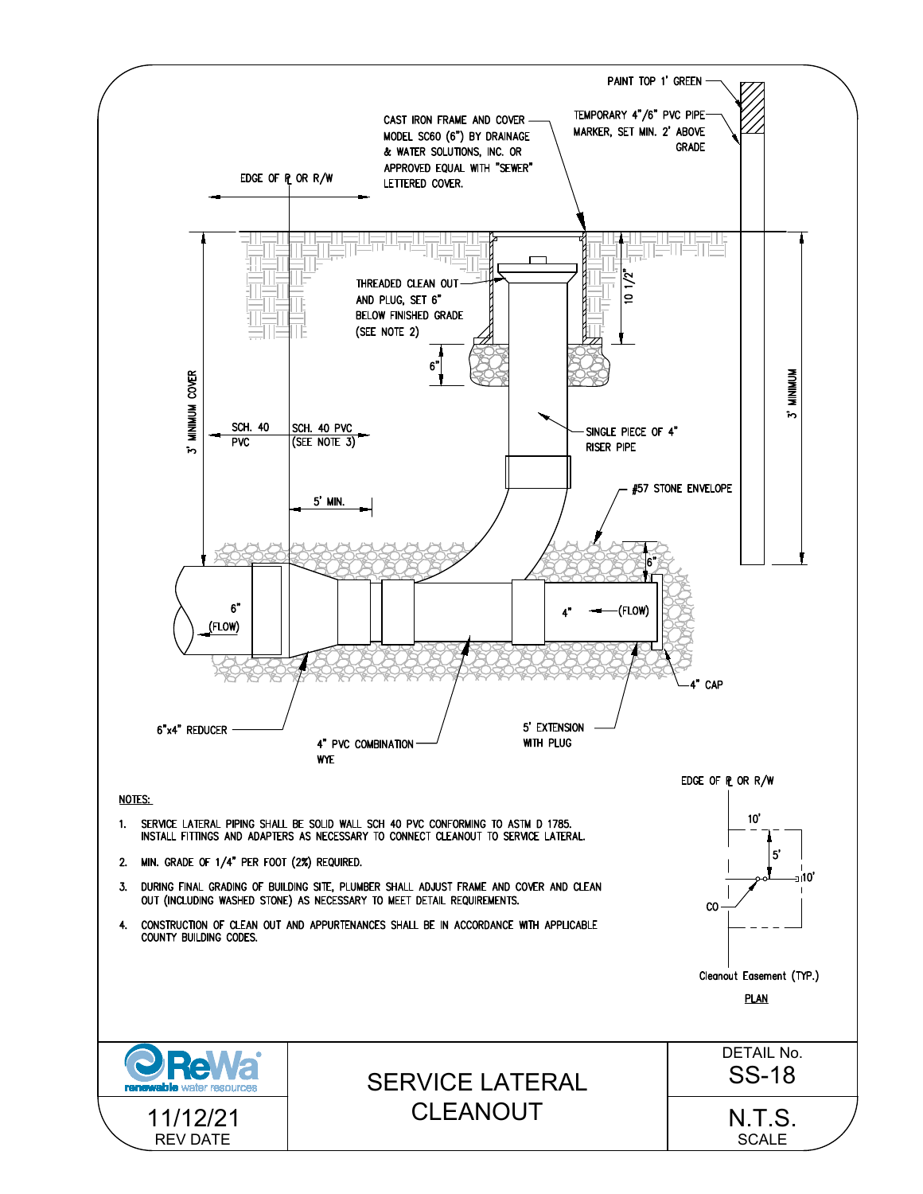PAINT TOP 1' GREEN

TEMPORARY 4"/6" PVC PIPE MARKER, SET MIN. 2' ABOVE GRADE

CAST IRON FRAME AND COVER MODEL SC60 (6") BY DRAINAGE & WATER SOLUTIONS, INC. OR APPROVED EQUAL WITH "SEWER" LETTERED COVER.

EDGE OF ℞ OR R/W

THREADED CLEAN OUT AND PLUG, SET 6" BELOW FINISHED GRADE (SEE NOTE 2)

10 1/2"

6"

3' MINIMUM COVER

3' MINIMUM

SCH. 40 PVC

SCH. 40 PVC (SEE NOTE 3)

SINGLE PIECE OF 4" RISER PIPE

5' MIN.

#57 STONE ENVELOPE

6"

6" (FLOW)

4" (FLOW)

4" CAP

6"x4" REDUCER

4" PVC COMBINATION WYE

5' EXTENSION WITH PLUG

EDGE OF ℞ OR R/W

10'

5'

10'

CO

Cleanout Easement (TYP.)

PLAN

NOTES:

1. SERVICE LATERAL PIPING SHALL BE SOLID WALL SCH 40 PVC CONFORMING TO ASTM D 1785. INSTALL FITTINGS AND ADAPTERS AS NECESSARY TO CONNECT CLEANOUT TO SERVICE LATERAL.
2. MIN. GRADE OF 1/4" PER FOOT (2%) REQUIRED.
3. DURING FINAL GRADING OF BUILDING SITE, PLUMBER SHALL ADJUST FRAME AND COVER AND CLEAN OUT (INCLUDING WASHED STONE) AS NECESSARY TO MEET DETAIL REQUIREMENTS.
4. CONSTRUCTION OF CLEAN OUT AND APPURTENANCES SHALL BE IN ACCORDANCE WITH APPLICABLE COUNTY BUILDING CODES.

ReWa renewable water resources

11/12/21
REV DATE

SERVICE LATERAL CLEANOUT

DETAIL No.
SS-18

N.T.S.
SCALE